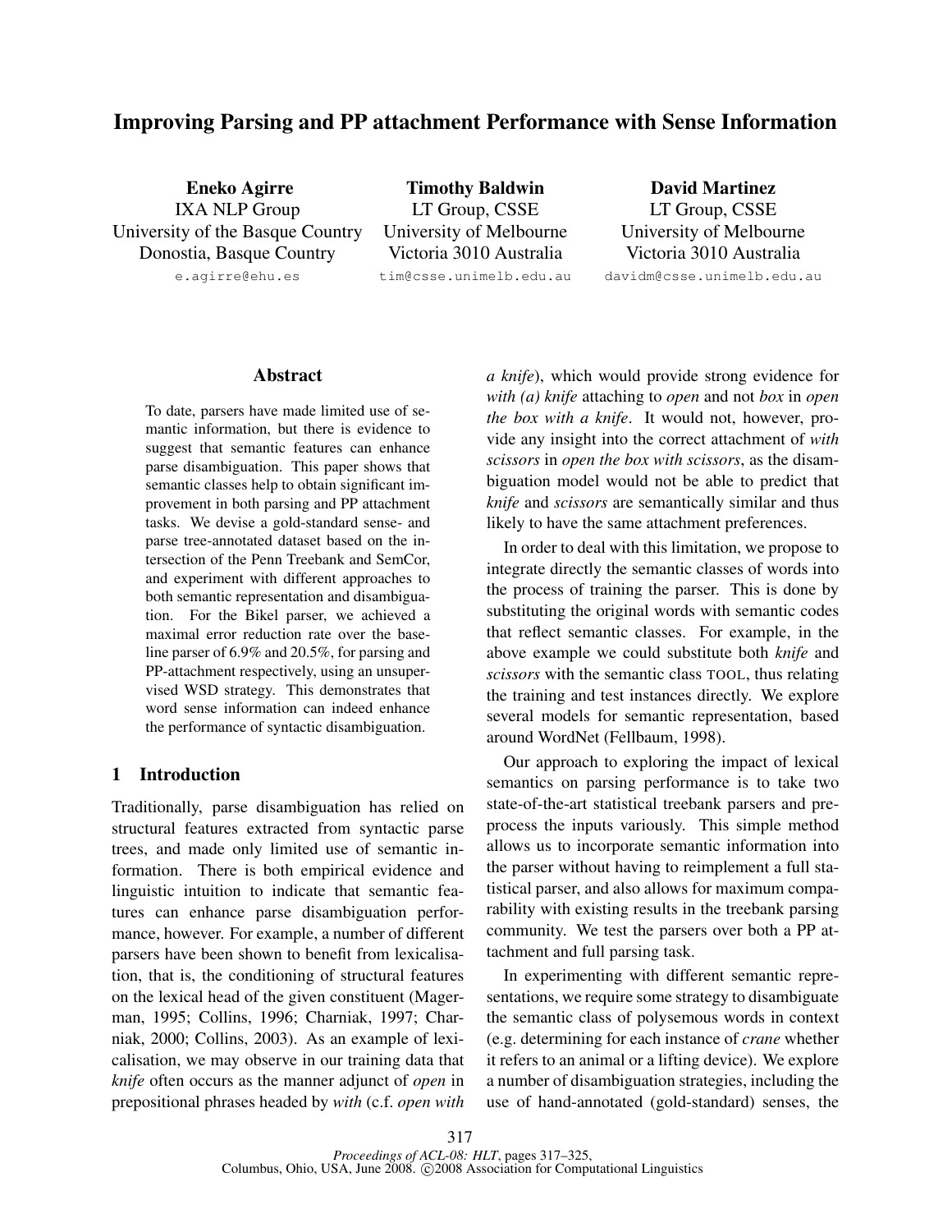# Improving Parsing and PP attachment Performance with Sense Information

**Eneko Agirre**
IXA NLP Group
University of the Basque Country
Donostia, Basque Country
e.agirre@ehu.es

**Timothy Baldwin**
LT Group, CSSE
University of Melbourne
Victoria 3010 Australia
tim@csse.unimelb.edu.au

**David Martinez**
LT Group, CSSE
University of Melbourne
Victoria 3010 Australia
davidm@csse.unimelb.edu.au

## Abstract

To date, parsers have made limited use of semantic information, but there is evidence to suggest that semantic features can enhance parse disambiguation. This paper shows that semantic classes help to obtain significant improvement in both parsing and PP attachment tasks. We devise a gold-standard sense- and parse tree-annotated dataset based on the intersection of the Penn Treebank and SemCor, and experiment with different approaches to both semantic representation and disambiguation. For the Bikel parser, we achieved a maximal error reduction rate over the baseline parser of 6.9% and 20.5%, for parsing and PP-attachment respectively, using an unsupervised WSD strategy. This demonstrates that word sense information can indeed enhance the performance of syntactic disambiguation.

## 1 Introduction

Traditionally, parse disambiguation has relied on structural features extracted from syntactic parse trees, and made only limited use of semantic information. There is both empirical evidence and linguistic intuition to indicate that semantic features can enhance parse disambiguation performance, however. For example, a number of different parsers have been shown to benefit from lexicalisation, that is, the conditioning of structural features on the lexical head of the given constituent (Magerman, 1995; Collins, 1996; Charniak, 1997; Charniak, 2000; Collins, 2003). As an example of lexicalisation, we may observe in our training data that *knife* often occurs as the manner adjunct of *open* in prepositional phrases headed by *with* (c.f. *open with a knife*), which would provide strong evidence for *with (a) knife* attaching to *open* and not *box* in *open the box with a knife*. It would not, however, provide any insight into the correct attachment of *with scissors* in *open the box with scissors*, as the disambiguation model would not be able to predict that *knife* and *scissors* are semantically similar and thus likely to have the same attachment preferences.

In order to deal with this limitation, we propose to integrate directly the semantic classes of words into the process of training the parser. This is done by substituting the original words with semantic codes that reflect semantic classes. For example, in the above example we could substitute both *knife* and *scissors* with the semantic class TOOL, thus relating the training and test instances directly. We explore several models for semantic representation, based around WordNet (Fellbaum, 1998).

Our approach to exploring the impact of lexical semantics on parsing performance is to take two state-of-the-art statistical treebank parsers and preprocess the inputs variously. This simple method allows us to incorporate semantic information into the parser without having to reimplement a full statistical parser, and also allows for maximum comparability with existing results in the treebank parsing community. We test the parsers over both a PP attachment and full parsing task.

In experimenting with different semantic representations, we require some strategy to disambiguate the semantic class of polysemous words in context (e.g. determining for each instance of *crane* whether it refers to an animal or a lifting device). We explore a number of disambiguation strategies, including the use of hand-annotated (gold-standard) senses, the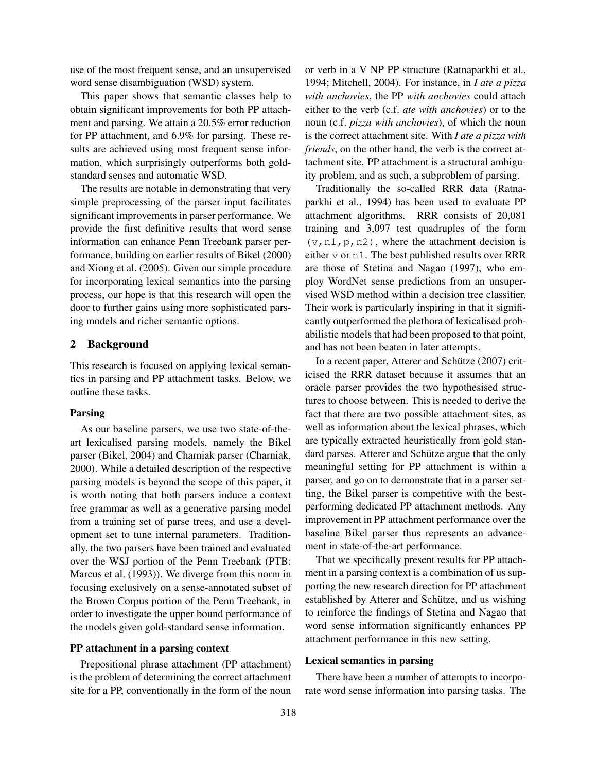use of the most frequent sense, and an unsupervised word sense disambiguation (WSD) system.

This paper shows that semantic classes help to obtain significant improvements for both PP attachment and parsing. We attain a 20.5% error reduction for PP attachment, and 6.9% for parsing. These results are achieved using most frequent sense information, which surprisingly outperforms both gold-standard senses and automatic WSD.

The results are notable in demonstrating that very simple preprocessing of the parser input facilitates significant improvements in parser performance. We provide the first definitive results that word sense information can enhance Penn Treebank parser performance, building on earlier results of Bikel (2000) and Xiong et al. (2005). Given our simple procedure for incorporating lexical semantics into the parsing process, our hope is that this research will open the door to further gains using more sophisticated parsing models and richer semantic options.

## 2 Background

This research is focused on applying lexical semantics in parsing and PP attachment tasks. Below, we outline these tasks.

### Parsing

As our baseline parsers, we use two state-of-the-art lexicalised parsing models, namely the Bikel parser (Bikel, 2004) and Charniak parser (Charniak, 2000). While a detailed description of the respective parsing models is beyond the scope of this paper, it is worth noting that both parsers induce a context free grammar as well as a generative parsing model from a training set of parse trees, and use a development set to tune internal parameters. Traditionally, the two parsers have been trained and evaluated over the WSJ portion of the Penn Treebank (PTB: Marcus et al. (1993)). We diverge from this norm in focusing exclusively on a sense-annotated subset of the Brown Corpus portion of the Penn Treebank, in order to investigate the upper bound performance of the models given gold-standard sense information.

### PP attachment in a parsing context

Prepositional phrase attachment (PP attachment) is the problem of determining the correct attachment site for a PP, conventionally in the form of the noun or verb in a V NP PP structure (Ratnaparkhi et al., 1994; Mitchell, 2004). For instance, in *I ate a pizza with anchovies*, the PP *with anchovies* could attach either to the verb (c.f. *ate with anchovies*) or to the noun (c.f. *pizza with anchovies*), of which the noun is the correct attachment site. With *I ate a pizza with friends*, on the other hand, the verb is the correct attachment site. PP attachment is a structural ambiguity problem, and as such, a subproblem of parsing.

Traditionally the so-called RRR data (Ratnaparkhi et al., 1994) has been used to evaluate PP attachment algorithms. RRR consists of 20,081 training and 3,097 test quadruples of the form `(v,n1,p,n2)`, where the attachment decision is either `v` or `n1`. The best published results over RRR are those of Stetina and Nagao (1997), who employ WordNet sense predictions from an unsupervised WSD method within a decision tree classifier. Their work is particularly inspiring in that it significantly outperformed the plethora of lexicalised probabilistic models that had been proposed to that point, and has not been beaten in later attempts.

In a recent paper, Atterer and Schütze (2007) criticised the RRR dataset because it assumes that an oracle parser provides the two hypothesised structures to choose between. This is needed to derive the fact that there are two possible attachment sites, as well as information about the lexical phrases, which are typically extracted heuristically from gold standard parses. Atterer and Schütze argue that the only meaningful setting for PP attachment is within a parser, and go on to demonstrate that in a parser setting, the Bikel parser is competitive with the best-performing dedicated PP attachment methods. Any improvement in PP attachment performance over the baseline Bikel parser thus represents an advancement in state-of-the-art performance.

That we specifically present results for PP attachment in a parsing context is a combination of us supporting the new research direction for PP attachment established by Atterer and Schütze, and us wishing to reinforce the findings of Stetina and Nagao that word sense information significantly enhances PP attachment performance in this new setting.

### Lexical semantics in parsing

There have been a number of attempts to incorporate word sense information into parsing tasks. The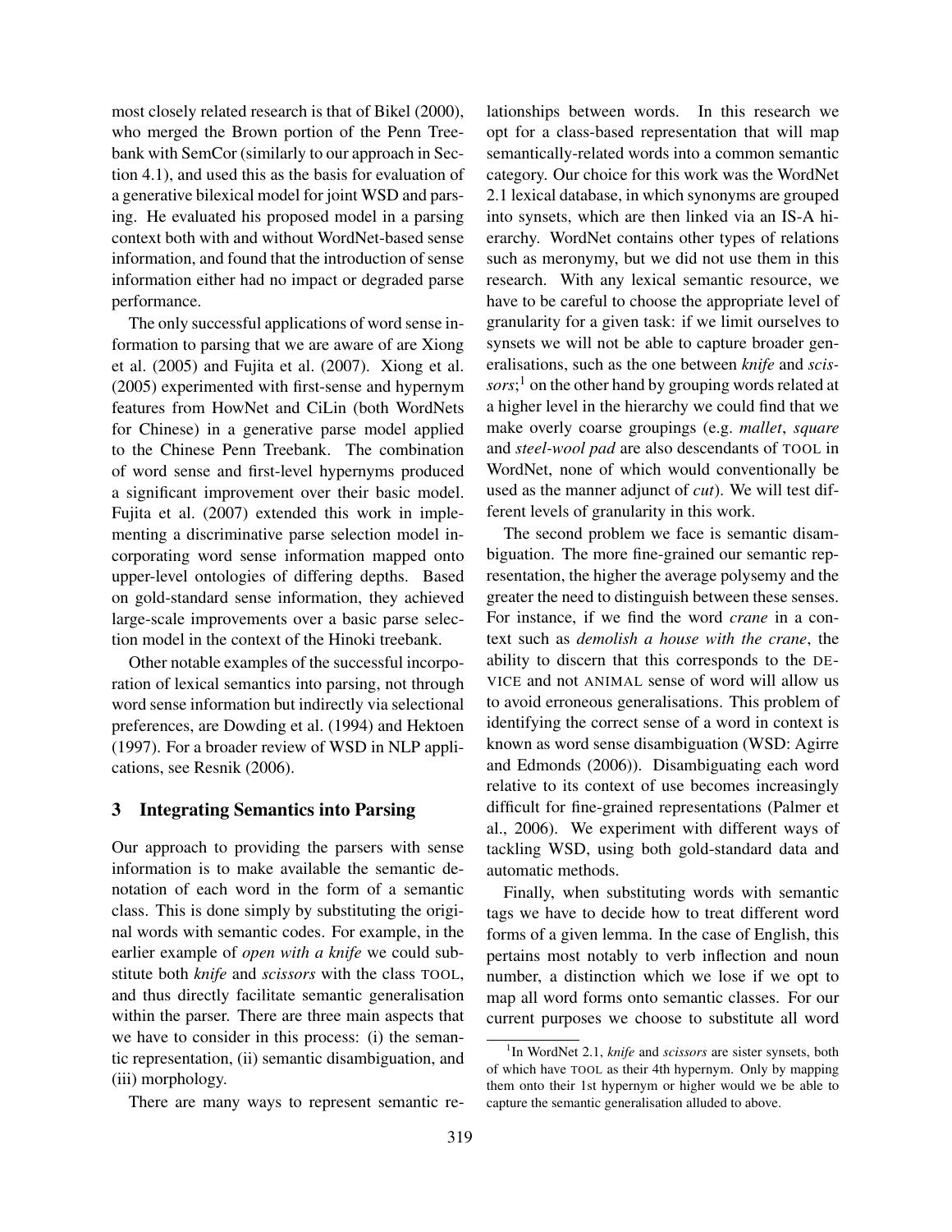most closely related research is that of Bikel (2000), who merged the Brown portion of the Penn Treebank with SemCor (similarly to our approach in Section 4.1), and used this as the basis for evaluation of a generative bilexical model for joint WSD and parsing. He evaluated his proposed model in a parsing context both with and without WordNet-based sense information, and found that the introduction of sense information either had no impact or degraded parse performance.

The only successful applications of word sense information to parsing that we are aware of are Xiong et al. (2005) and Fujita et al. (2007). Xiong et al. (2005) experimented with first-sense and hypernym features from HowNet and CiLin (both WordNets for Chinese) in a generative parse model applied to the Chinese Penn Treebank. The combination of word sense and first-level hypernyms produced a significant improvement over their basic model. Fujita et al. (2007) extended this work in implementing a discriminative parse selection model incorporating word sense information mapped onto upper-level ontologies of differing depths. Based on gold-standard sense information, they achieved large-scale improvements over a basic parse selection model in the context of the Hinoki treebank.

Other notable examples of the successful incorporation of lexical semantics into parsing, not through word sense information but indirectly via selectional preferences, are Dowding et al. (1994) and Hektoen (1997). For a broader review of WSD in NLP applications, see Resnik (2006).

## 3 Integrating Semantics into Parsing

Our approach to providing the parsers with sense information is to make available the semantic denotation of each word in the form of a semantic class. This is done simply by substituting the original words with semantic codes. For example, in the earlier example of *open with a knife* we could substitute both *knife* and *scissors* with the class TOOL, and thus directly facilitate semantic generalisation within the parser. There are three main aspects that we have to consider in this process: (i) the semantic representation, (ii) semantic disambiguation, and (iii) morphology.

There are many ways to represent semantic relationships between words. In this research we opt for a class-based representation that will map semantically-related words into a common semantic category. Our choice for this work was the WordNet 2.1 lexical database, in which synonyms are grouped into synsets, which are then linked via an IS-A hierarchy. WordNet contains other types of relations such as meronymy, but we did not use them in this research. With any lexical semantic resource, we have to be careful to choose the appropriate level of granularity for a given task: if we limit ourselves to synsets we will not be able to capture broader generalisations, such as the one between *knife* and *scissors*;[1] on the other hand by grouping words related at a higher level in the hierarchy we could find that we make overly coarse groupings (e.g. *mallet*, *square* and *steel-wool pad* are also descendants of TOOL in WordNet, none of which would conventionally be used as the manner adjunct of *cut*). We will test different levels of granularity in this work.

The second problem we face is semantic disambiguation. The more fine-grained our semantic representation, the higher the average polysemy and the greater the need to distinguish between these senses. For instance, if we find the word *crane* in a context such as *demolish a house with the crane*, the ability to discern that this corresponds to the DEVICE and not ANIMAL sense of word will allow us to avoid erroneous generalisations. This problem of identifying the correct sense of a word in context is known as word sense disambiguation (WSD: Agirre and Edmonds (2006)). Disambiguating each word relative to its context of use becomes increasingly difficult for fine-grained representations (Palmer et al., 2006). We experiment with different ways of tackling WSD, using both gold-standard data and automatic methods.

Finally, when substituting words with semantic tags we have to decide how to treat different word forms of a given lemma. In the case of English, this pertains most notably to verb inflection and noun number, a distinction which we lose if we opt to map all word forms onto semantic classes. For our current purposes we choose to substitute all word

[1] In WordNet 2.1, *knife* and *scissors* are sister synsets, both of which have TOOL as their 4th hypernym. Only by mapping them onto their 1st hypernym or higher would we be able to capture the semantic generalisation alluded to above.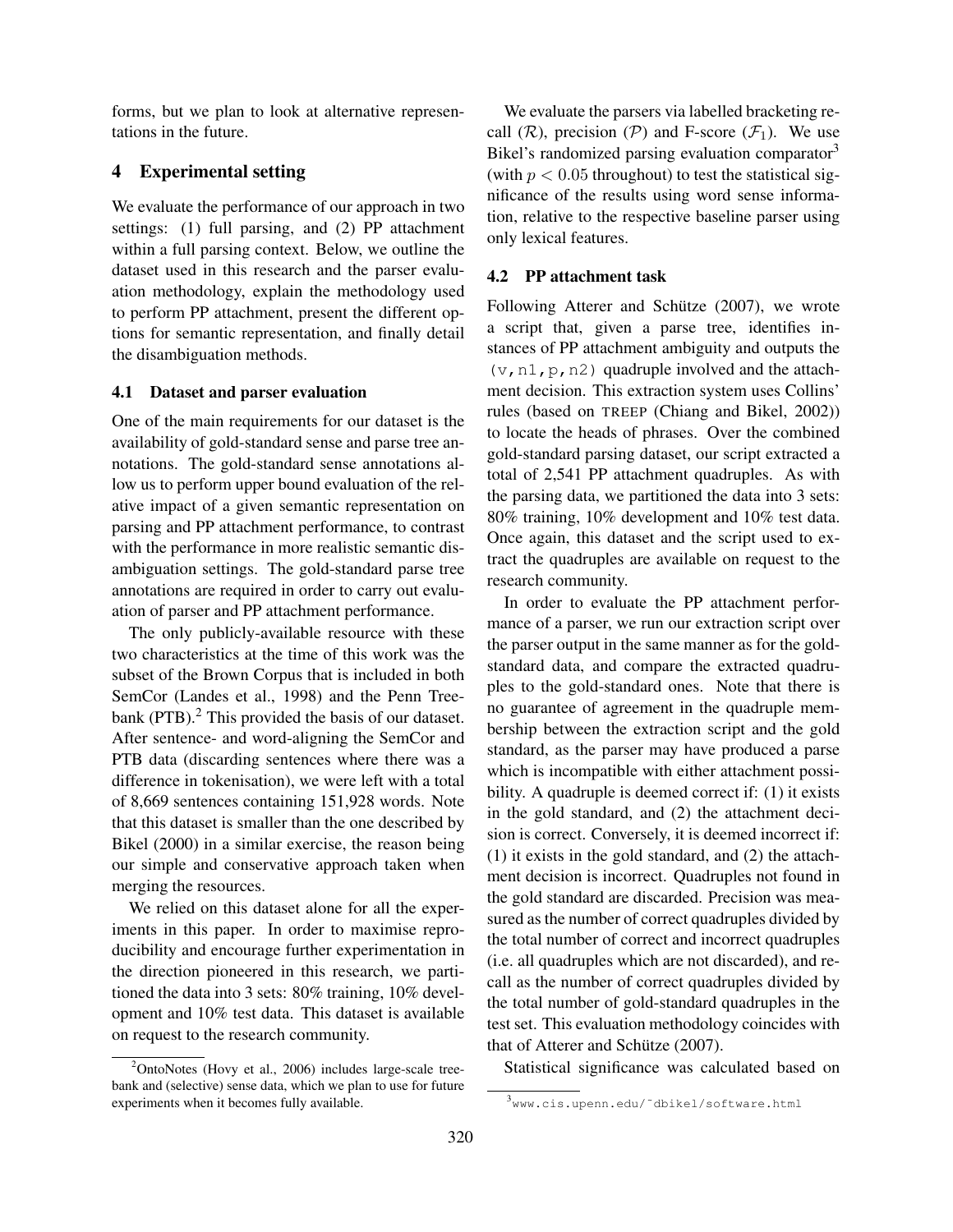forms, but we plan to look at alternative representations in the future.

## 4 Experimental setting

We evaluate the performance of our approach in two settings: (1) full parsing, and (2) PP attachment within a full parsing context. Below, we outline the dataset used in this research and the parser evaluation methodology, explain the methodology used to perform PP attachment, present the different options for semantic representation, and finally detail the disambiguation methods.

### 4.1 Dataset and parser evaluation

One of the main requirements for our dataset is the availability of gold-standard sense and parse tree annotations. The gold-standard sense annotations allow us to perform upper bound evaluation of the relative impact of a given semantic representation on parsing and PP attachment performance, to contrast with the performance in more realistic semantic disambiguation settings. The gold-standard parse tree annotations are required in order to carry out evaluation of parser and PP attachment performance.

The only publicly-available resource with these two characteristics at the time of this work was the subset of the Brown Corpus that is included in both SemCor (Landes et al., 1998) and the Penn Treebank (PTB).[2] This provided the basis of our dataset. After sentence- and word-aligning the SemCor and PTB data (discarding sentences where there was a difference in tokenisation), we were left with a total of 8,669 sentences containing 151,928 words. Note that this dataset is smaller than the one described by Bikel (2000) in a similar exercise, the reason being our simple and conservative approach taken when merging the resources.

We relied on this dataset alone for all the experiments in this paper. In order to maximise reproducibility and encourage further experimentation in the direction pioneered in this research, we partitioned the data into 3 sets: 80% training, 10% development and 10% test data. This dataset is available on request to the research community.

[2] OntoNotes (Hovy et al., 2006) includes large-scale treebank and (selective) sense data, which we plan to use for future experiments when it becomes fully available.

We evaluate the parsers via labelled bracketing recall ($\mathcal{R}$), precision ($\mathcal{P}$) and F-score ($\mathcal{F}_1$). We use Bikel's randomized parsing evaluation comparator[3] (with $p < 0.05$ throughout) to test the statistical significance of the results using word sense information, relative to the respective baseline parser using only lexical features.

### 4.2 PP attachment task

Following Atterer and Schütze (2007), we wrote a script that, given a parse tree, identifies instances of PP attachment ambiguity and outputs the `(v,n1,p,n2)` quadruple involved and the attachment decision. This extraction system uses Collins' rules (based on TREEP (Chiang and Bikel, 2002)) to locate the heads of phrases. Over the combined gold-standard parsing dataset, our script extracted a total of 2,541 PP attachment quadruples. As with the parsing data, we partitioned the data into 3 sets: 80% training, 10% development and 10% test data. Once again, this dataset and the script used to extract the quadruples are available on request to the research community.

In order to evaluate the PP attachment performance of a parser, we run our extraction script over the parser output in the same manner as for the gold-standard data, and compare the extracted quadruples to the gold-standard ones. Note that there is no guarantee of agreement in the quadruple membership between the extraction script and the gold standard, as the parser may have produced a parse which is incompatible with either attachment possibility. A quadruple is deemed correct if: (1) it exists in the gold standard, and (2) the attachment decision is correct. Conversely, it is deemed incorrect if: (1) it exists in the gold standard, and (2) the attachment decision is incorrect. Quadruples not found in the gold standard are discarded. Precision was measured as the number of correct quadruples divided by the total number of correct and incorrect quadruples (i.e. all quadruples which are not discarded), and recall as the number of correct quadruples divided by the total number of gold-standard quadruples in the test set. This evaluation methodology coincides with that of Atterer and Schütze (2007).

Statistical significance was calculated based on

[3] www.cis.upenn.edu/~dbikel/software.html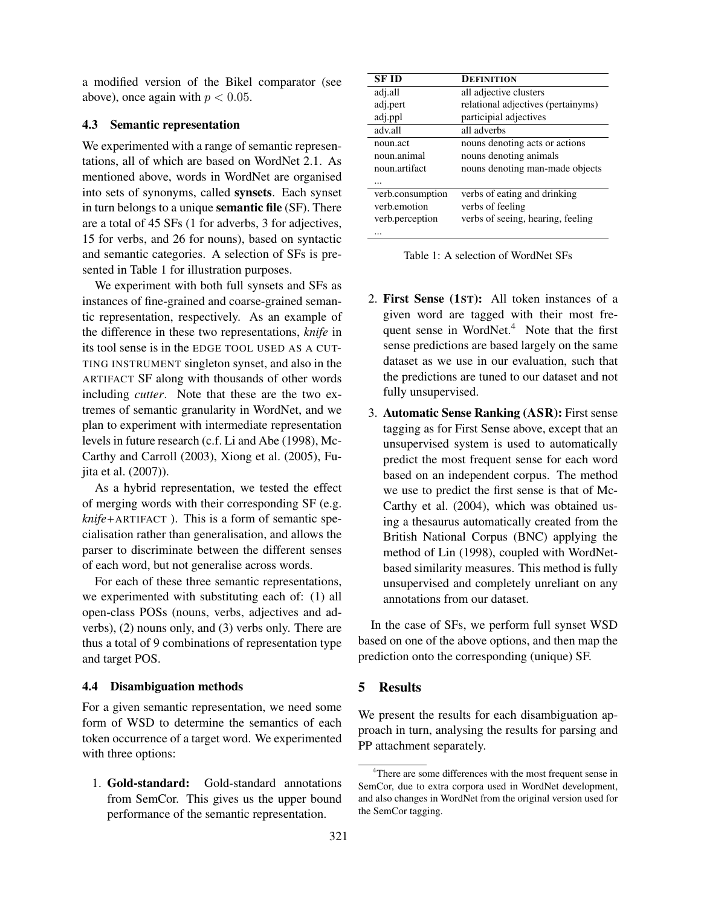a modified version of the Bikel comparator (see above), once again with $p < 0.05$.

### 4.3 Semantic representation

We experimented with a range of semantic representations, all of which are based on WordNet 2.1. As mentioned above, words in WordNet are organised into sets of synonyms, called **synsets**. Each synset in turn belongs to a unique **semantic file** (SF). There are a total of 45 SFs (1 for adverbs, 3 for adjectives, 15 for verbs, and 26 for nouns), based on syntactic and semantic categories. A selection of SFs is presented in Table 1 for illustration purposes.

| SF ID | DEFINITION |
|---|---|
| adj.all | all adjective clusters |
| adj.pert | relational adjectives (pertainyms) |
| adj.ppl | participial adjectives |
| adv.all | all adverbs |
| noun.act | nouns denoting acts or actions |
| noun.animal | nouns denoting animals |
| noun.artifact | nouns denoting man-made objects |
| ... | |
| verb.consumption | verbs of eating and drinking |
| verb.emotion | verbs of feeling |
| verb.perception | verbs of seeing, hearing, feeling |
| ... | |

Table 1: A selection of WordNet SFs

We experiment with both full synsets and SFs as instances of fine-grained and coarse-grained semantic representation, respectively. As an example of the difference in these two representations, *knife* in its tool sense is in the EDGE TOOL USED AS A CUTTING INSTRUMENT singleton synset, and also in the ARTIFACT SF along with thousands of other words including *cutter*. Note that these are the two extremes of semantic granularity in WordNet, and we plan to experiment with intermediate representation levels in future research (c.f. Li and Abe (1998), McCarthy and Carroll (2003), Xiong et al. (2005), Fujita et al. (2007)).

As a hybrid representation, we tested the effect of merging words with their corresponding SF (e.g. *knife*+ARTIFACT ). This is a form of semantic specialisation rather than generalisation, and allows the parser to discriminate between the different senses of each word, but not generalise across words.

For each of these three semantic representations, we experimented with substituting each of: (1) all open-class POSs (nouns, verbs, adjectives and adverbs), (2) nouns only, and (3) verbs only. There are thus a total of 9 combinations of representation type and target POS.

### 4.4 Disambiguation methods

For a given semantic representation, we need some form of WSD to determine the semantics of each token occurrence of a target word. We experimented with three options:

1. **Gold-standard:** Gold-standard annotations from SemCor. This gives us the upper bound performance of the semantic representation.
2. **First Sense (1ST):** All token instances of a given word are tagged with their most frequent sense in WordNet.[4] Note that the first sense predictions are based largely on the same dataset as we use in our evaluation, such that the predictions are tuned to our dataset and not fully unsupervised.
3. **Automatic Sense Ranking (ASR):** First sense tagging as for First Sense above, except that an unsupervised system is used to automatically predict the most frequent sense for each word based on an independent corpus. The method we use to predict the first sense is that of McCarthy et al. (2004), which was obtained using a thesaurus automatically created from the British National Corpus (BNC) applying the method of Lin (1998), coupled with WordNet-based similarity measures. This method is fully unsupervised and completely unreliant on any annotations from our dataset.

In the case of SFs, we perform full synset WSD based on one of the above options, and then map the prediction onto the corresponding (unique) SF.

## 5 Results

We present the results for each disambiguation approach in turn, analysing the results for parsing and PP attachment separately.

[4]There are some differences with the most frequent sense in SemCor, due to extra corpora used in WordNet development, and also changes in WordNet from the original version used for the SemCor tagging.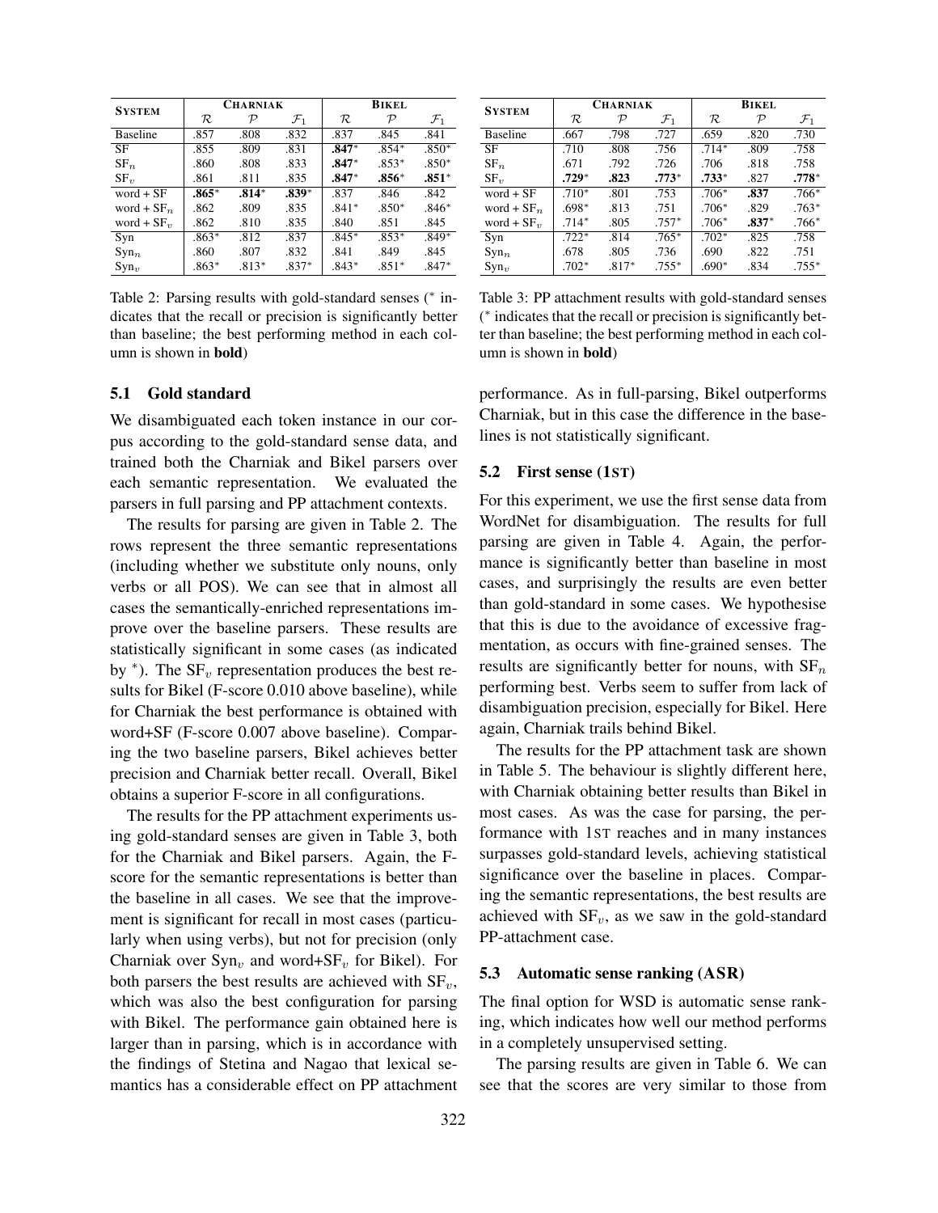| System | Charniak | | | Bikel | | |
|---|---|---|---|---|---|---|
| | $\mathcal{R}$ | $\mathcal{P}$ | $\mathcal{F}_1$ | $\mathcal{R}$ | $\mathcal{P}$ | $\mathcal{F}_1$ |
| Baseline | .857 | .808 | .832 | .837 | .845 | .841 |
| SF | .855 | .809 | .831 | **.847*** | .854* | .850* |
| $\text{SF}_n$ | .860 | .808 | .833 | **.847*** | .853* | .850* |
| $\text{SF}_v$ | .861 | .811 | .835 | **.847*** | **.856*** | **.851*** |
| word + SF | **.865*** | **.814*** | **.839*** | .837 | .846 | .842 |
| word + $\text{SF}_n$ | .862 | .809 | .835 | .841* | .850* | .846* |
| word + $\text{SF}_v$ | .862 | .810 | .835 | .840 | .851 | .845 |
| Syn | .863* | .812 | .837 | .845* | .853* | .849* |
| $\text{Syn}_n$ | .860 | .807 | .832 | .841 | .849 | .845 |
| $\text{Syn}_v$ | .863* | .813* | .837* | .843* | .851* | .847* |

Table 2: Parsing results with gold-standard senses (* indicates that the recall or precision is significantly better than baseline; the best performing method in each column is shown in **bold**)

| System | Charniak | | | Bikel | | |
|---|---|---|---|---|---|---|
| | $\mathcal{R}$ | $\mathcal{P}$ | $\mathcal{F}_1$ | $\mathcal{R}$ | $\mathcal{P}$ | $\mathcal{F}_1$ |
| Baseline | .667 | .798 | .727 | .659 | .820 | .730 |
| SF | .710 | .808 | .756 | .714* | .809 | .758 |
| $\text{SF}_n$ | .671 | .792 | .726 | .706 | .818 | .758 |
| $\text{SF}_v$ | **.729*** | **.823** | **.773*** | **.733*** | .827 | **.778*** |
| word + SF | .710* | .801 | .753 | .706* | **.837** | .766* |
| word + $\text{SF}_n$ | .698* | .813 | .751 | .706* | .829 | .763* |
| word + $\text{SF}_v$ | .714* | .805 | .757* | .706* | **.837*** | .766* |
| Syn | .722* | .814 | .765* | .702* | .825 | .758 |
| $\text{Syn}_n$ | .678 | .805 | .736 | .690 | .822 | .751 |
| $\text{Syn}_v$ | .702* | .817* | .755* | .690* | .834 | .755* |

Table 3: PP attachment results with gold-standard senses (* indicates that the recall or precision is significantly better than baseline; the best performing method in each column is shown in **bold**)

### 5.1 Gold standard

We disambiguated each token instance in our corpus according to the gold-standard sense data, and trained both the Charniak and Bikel parsers over each semantic representation. We evaluated the parsers in full parsing and PP attachment contexts.

The results for parsing are given in Table 2. The rows represent the three semantic representations (including whether we substitute only nouns, only verbs or all POS). We can see that in almost all cases the semantically-enriched representations improve over the baseline parsers. These results are statistically significant in some cases (as indicated by *). The $\text{SF}_v$ representation produces the best results for Bikel (F-score 0.010 above baseline), while for Charniak the best performance is obtained with word+SF (F-score 0.007 above baseline). Comparing the two baseline parsers, Bikel achieves better precision and Charniak better recall. Overall, Bikel obtains a superior F-score in all configurations.

The results for the PP attachment experiments using gold-standard senses are given in Table 3, both for the Charniak and Bikel parsers. Again, the F-score for the semantic representations is better than the baseline in all cases. We see that the improvement is significant for recall in most cases (particularly when using verbs), but not for precision (only Charniak over $\text{Syn}_v$ and word+$\text{SF}_v$ for Bikel). For both parsers the best results are achieved with $\text{SF}_v$, which was also the best configuration for parsing with Bikel. The performance gain obtained here is larger than in parsing, which is in accordance with the findings of Stetina and Nagao that lexical semantics has a considerable effect on PP attachment performance. As in full-parsing, Bikel outperforms Charniak, but in this case the difference in the baselines is not statistically significant.

### 5.2 First sense (1ST)

For this experiment, we use the first sense data from WordNet for disambiguation. The results for full parsing are given in Table 4. Again, the performance is significantly better than baseline in most cases, and surprisingly the results are even better than gold-standard in some cases. We hypothesise that this is due to the avoidance of excessive fragmentation, as occurs with fine-grained senses. The results are significantly better for nouns, with $\text{SF}_n$ performing best. Verbs seem to suffer from lack of disambiguation precision, especially for Bikel. Here again, Charniak trails behind Bikel.

The results for the PP attachment task are shown in Table 5. The behaviour is slightly different here, with Charniak obtaining better results than Bikel in most cases. As was the case for parsing, the performance with 1ST reaches and in many instances surpasses gold-standard levels, achieving statistical significance over the baseline in places. Comparing the semantic representations, the best results are achieved with $\text{SF}_v$, as we saw in the gold-standard PP-attachment case.

### 5.3 Automatic sense ranking (ASR)

The final option for WSD is automatic sense ranking, which indicates how well our method performs in a completely unsupervised setting.

The parsing results are given in Table 6. We can see that the scores are very similar to those from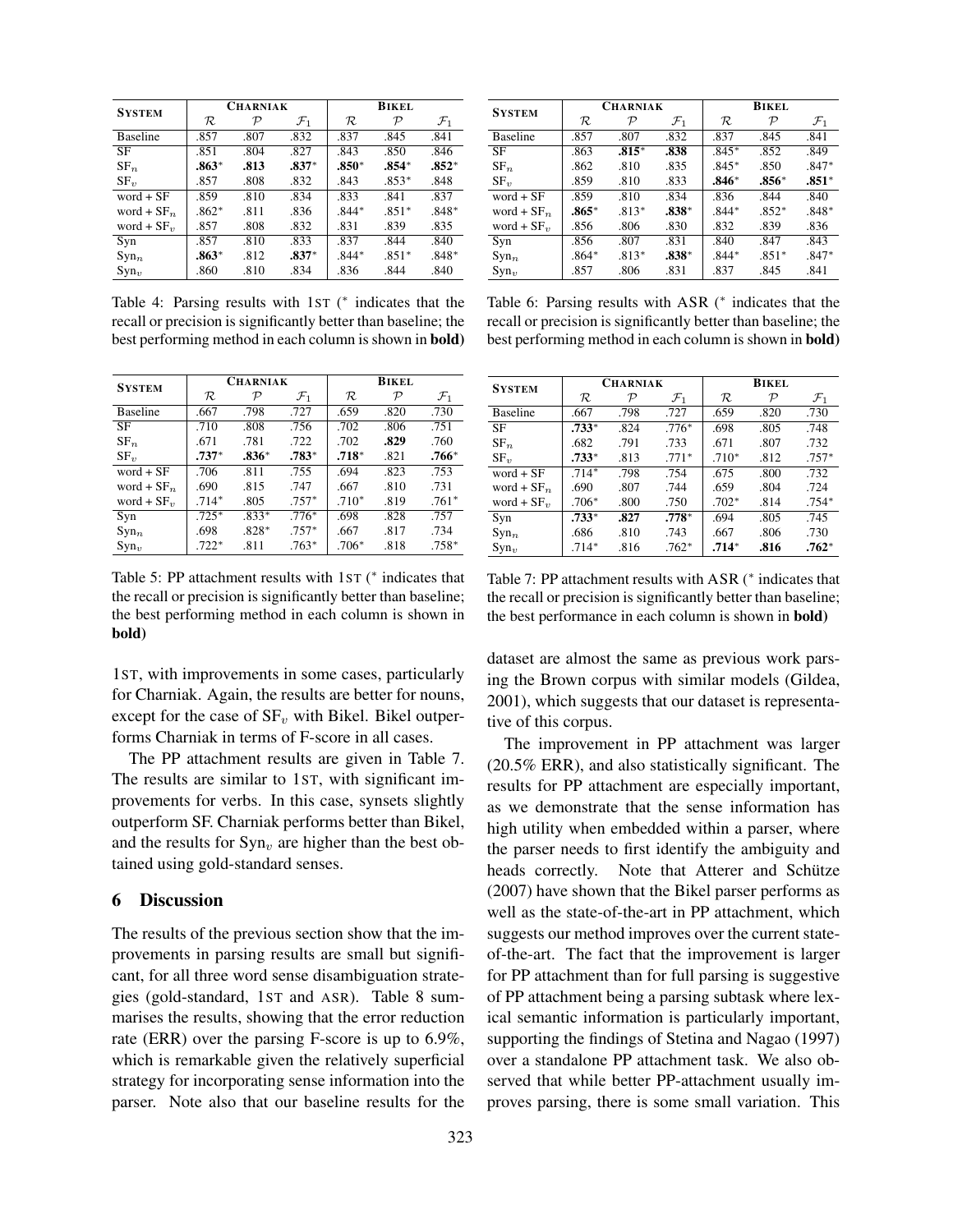| System | Charniak | | | Bikel | | |
|---|---|---|---|---|---|---|
| | $\mathcal{R}$ | $\mathcal{P}$ | $\mathcal{F}_1$ | $\mathcal{R}$ | $\mathcal{P}$ | $\mathcal{F}_1$ |
| Baseline | .857 | .807 | .832 | .837 | .845 | .841 |
| SF | .851 | .804 | .827 | .843 | .850 | .846 |
| $\mathrm{SF}_n$ | **.863**\* | **.813** | **.837**\* | **.850**\* | **.854**\* | **.852**\* |
| $\mathrm{SF}_v$ | .857 | .808 | .832 | .843 | .853\* | .848 |
| word + SF | .859 | .810 | .834 | .833 | .841 | .837 |
| word + $\mathrm{SF}_n$ | .862\* | .811 | .836 | .844\* | .851\* | .848\* |
| word + $\mathrm{SF}_v$ | .857 | .808 | .832 | .831 | .839 | .835 |
| Syn | .857 | .810 | .833 | .837 | .844 | .840 |
| $\mathrm{Syn}_n$ | **.863**\* | .812 | **.837**\* | .844\* | .851\* | .848\* |
| $\mathrm{Syn}_v$ | .860 | .810 | .834 | .836 | .844 | .840 |

Table 4: Parsing results with 1ST (\* indicates that the recall or precision is significantly better than baseline; the best performing method in each column is shown in **bold**)

| System | Charniak | | | Bikel | | |
|---|---|---|---|---|---|---|
| | $\mathcal{R}$ | $\mathcal{P}$ | $\mathcal{F}_1$ | $\mathcal{R}$ | $\mathcal{P}$ | $\mathcal{F}_1$ |
| Baseline | .667 | .798 | .727 | .659 | .820 | .730 |
| SF | .710 | .808 | .756 | .702 | .806 | .751 |
| $\mathrm{SF}_n$ | .671 | .781 | .722 | .702 | **.829** | .760 |
| $\mathrm{SF}_v$ | **.737**\* | **.836**\* | **.783**\* | **.718**\* | .821 | **.766**\* |
| word + SF | .706 | .811 | .755 | .694 | .823 | .753 |
| word + $\mathrm{SF}_n$ | .690 | .815 | .747 | .667 | .810 | .731 |
| word + $\mathrm{SF}_v$ | .714\* | .805 | .757\* | .710\* | .819 | .761\* |
| Syn | .725\* | .833\* | .776\* | .698 | .828 | .757 |
| $\mathrm{Syn}_n$ | .698 | .828\* | .757\* | .667 | .817 | .734 |
| $\mathrm{Syn}_v$ | .722\* | .811 | .763\* | .706\* | .818 | .758\* |

Table 5: PP attachment results with 1ST (\* indicates that the recall or precision is significantly better than baseline; the best performing method in each column is shown in **bold**)

| System | Charniak | | | Bikel | | |
|---|---|---|---|---|---|---|
| | $\mathcal{R}$ | $\mathcal{P}$ | $\mathcal{F}_1$ | $\mathcal{R}$ | $\mathcal{P}$ | $\mathcal{F}_1$ |
| Baseline | .857 | .807 | .832 | .837 | .845 | .841 |
| SF | .863 | **.815**\* | **.838** | .845\* | .852 | .849 |
| $\mathrm{SF}_n$ | .862 | .810 | .835 | .845\* | .850 | .847\* |
| $\mathrm{SF}_v$ | .859 | .810 | .833 | **.846**\* | **.856**\* | **.851**\* |
| word + SF | .859 | .810 | .834 | .836 | .844 | .840 |
| word + $\mathrm{SF}_n$ | **.865**\* | .813\* | **.838**\* | .844\* | .852\* | .848\* |
| word + $\mathrm{SF}_v$ | .856 | .806 | .830 | .832 | .839 | .836 |
| Syn | .856 | .807 | .831 | .840 | .847 | .843 |
| $\mathrm{Syn}_n$ | .864\* | .813\* | **.838**\* | .844\* | .851\* | .847\* |
| $\mathrm{Syn}_v$ | .857 | .806 | .831 | .837 | .845 | .841 |

Table 6: Parsing results with ASR (\* indicates that the recall or precision is significantly better than baseline; the best performing method in each column is shown in **bold**)

| System | Charniak | | | Bikel | | |
|---|---|---|---|---|---|---|
| | $\mathcal{R}$ | $\mathcal{P}$ | $\mathcal{F}_1$ | $\mathcal{R}$ | $\mathcal{P}$ | $\mathcal{F}_1$ |
| Baseline | .667 | .798 | .727 | .659 | .820 | .730 |
| SF | **.733**\* | .824 | .776\* | .698 | .805 | .748 |
| $\mathrm{SF}_n$ | .682 | .791 | .733 | .671 | .807 | .732 |
| $\mathrm{SF}_v$ | **.733**\* | .813 | .771\* | .710\* | .812 | .757\* |
| word + SF | .714\* | .798 | .754 | .675 | .800 | .732 |
| word + $\mathrm{SF}_n$ | .690 | .807 | .744 | .659 | .804 | .724 |
| word + $\mathrm{SF}_v$ | .706\* | .800 | .750 | .702\* | .814 | .754\* |
| Syn | **.733**\* | **.827** | **.778**\* | .694 | .805 | .745 |
| $\mathrm{Syn}_n$ | .686 | .810 | .743 | .667 | .806 | .730 |
| $\mathrm{Syn}_v$ | .714\* | .816 | .762\* | **.714**\* | **.816** | **.762**\* |

Table 7: PP attachment results with ASR (\* indicates that the recall or precision is significantly better than baseline; the best performance in each column is shown in **bold**)

1ST, with improvements in some cases, particularly for Charniak. Again, the results are better for nouns, except for the case of $\mathrm{SF}_v$ with Bikel. Bikel outperforms Charniak in terms of F-score in all cases.

The PP attachment results are given in Table 7. The results are similar to 1ST, with significant improvements for verbs. In this case, synsets slightly outperform SF. Charniak performs better than Bikel, and the results for $\mathrm{Syn}_v$ are higher than the best obtained using gold-standard senses.

## 6 Discussion

The results of the previous section show that the improvements in parsing results are small but significant, for all three word sense disambiguation strategies (gold-standard, 1ST and ASR). Table 8 summarises the results, showing that the error reduction rate (ERR) over the parsing F-score is up to 6.9%, which is remarkable given the relatively superficial strategy for incorporating sense information into the parser. Note also that our baseline results for the dataset are almost the same as previous work parsing the Brown corpus with similar models (Gildea, 2001), which suggests that our dataset is representative of this corpus.

The improvement in PP attachment was larger (20.5% ERR), and also statistically significant. The results for PP attachment are especially important, as we demonstrate that the sense information has high utility when embedded within a parser, where the parser needs to first identify the ambiguity and heads correctly. Note that Atterer and Schütze (2007) have shown that the Bikel parser performs as well as the state-of-the-art in PP attachment, which suggests our method improves over the current state-of-the-art. The fact that the improvement is larger for PP attachment than for full parsing is suggestive of PP attachment being a parsing subtask where lexical semantic information is particularly important, supporting the findings of Stetina and Nagao (1997) over a standalone PP attachment task. We also observed that while better PP-attachment usually improves parsing, there is some small variation. This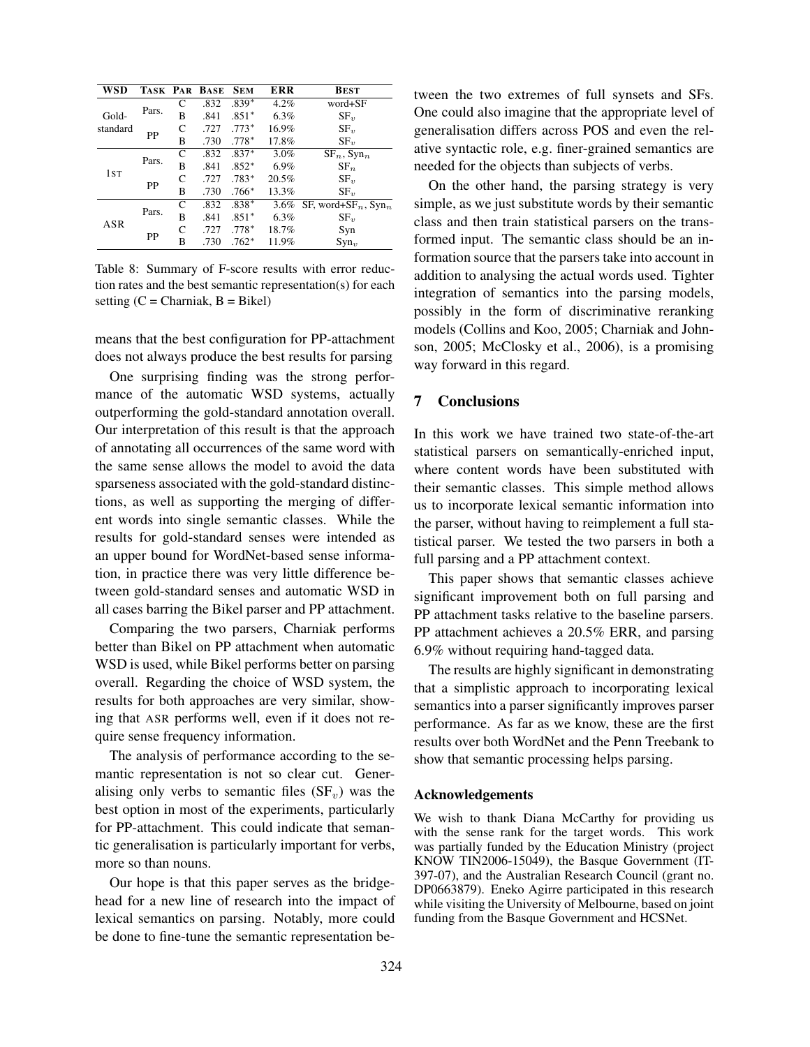| WSD | TASK | PAR | BASE | SEM | ERR | BEST |
|---|---|---|---|---|---|---|
| Gold-standard | Pars. | C | .832 | .839* | 4.2% | word+SF |
| | | B | .841 | .851* | 6.3% | $SF_v$ |
| | PP | C | .727 | .773* | 16.9% | $SF_v$ |
| | | B | .730 | .778* | 17.8% | $SF_v$ |
| 1ST | Pars. | C | .832 | .837* | 3.0% | $SF_n$, $Syn_n$ |
| | | B | .841 | .852* | 6.9% | $SF_n$ |
| | PP | C | .727 | .783* | 20.5% | $SF_v$ |
| | | B | .730 | .766* | 13.3% | $SF_v$ |
| ASR | Pars. | C | .832 | .838* | 3.6% | SF, word+$SF_n$, $Syn_n$ |
| | | B | .841 | .851* | 6.3% | $SF_v$ |
| | PP | C | .727 | .778* | 18.7% | Syn |
| | | B | .730 | .762* | 11.9% | $Syn_v$ |

Table 8: Summary of F-score results with error reduction rates and the best semantic representation(s) for each setting (C = Charniak, B = Bikel)

means that the best configuration for PP-attachment does not always produce the best results for parsing

One surprising finding was the strong performance of the automatic WSD systems, actually outperforming the gold-standard annotation overall. Our interpretation of this result is that the approach of annotating all occurrences of the same word with the same sense allows the model to avoid the data sparseness associated with the gold-standard distinctions, as well as supporting the merging of different words into single semantic classes. While the results for gold-standard senses were intended as an upper bound for WordNet-based sense information, in practice there was very little difference between gold-standard senses and automatic WSD in all cases barring the Bikel parser and PP attachment.

Comparing the two parsers, Charniak performs better than Bikel on PP attachment when automatic WSD is used, while Bikel performs better on parsing overall. Regarding the choice of WSD system, the results for both approaches are very similar, showing that ASR performs well, even if it does not require sense frequency information.

The analysis of performance according to the semantic representation is not so clear cut. Generalising only verbs to semantic files ($SF_v$) was the best option in most of the experiments, particularly for PP-attachment. This could indicate that semantic generalisation is particularly important for verbs, more so than nouns.

Our hope is that this paper serves as the bridgehead for a new line of research into the impact of lexical semantics on parsing. Notably, more could be done to fine-tune the semantic representation between the two extremes of full synsets and SFs. One could also imagine that the appropriate level of generalisation differs across POS and even the relative syntactic role, e.g. finer-grained semantics are needed for the objects than subjects of verbs.

On the other hand, the parsing strategy is very simple, as we just substitute words by their semantic class and then train statistical parsers on the transformed input. The semantic class should be an information source that the parsers take into account in addition to analysing the actual words used. Tighter integration of semantics into the parsing models, possibly in the form of discriminative reranking models (Collins and Koo, 2005; Charniak and Johnson, 2005; McClosky et al., 2006), is a promising way forward in this regard.

## 7 Conclusions

In this work we have trained two state-of-the-art statistical parsers on semantically-enriched input, where content words have been substituted with their semantic classes. This simple method allows us to incorporate lexical semantic information into the parser, without having to reimplement a full statistical parser. We tested the two parsers in both a full parsing and a PP attachment context.

This paper shows that semantic classes achieve significant improvement both on full parsing and PP attachment tasks relative to the baseline parsers. PP attachment achieves a 20.5% ERR, and parsing 6.9% without requiring hand-tagged data.

The results are highly significant in demonstrating that a simplistic approach to incorporating lexical semantics into a parser significantly improves parser performance. As far as we know, these are the first results over both WordNet and the Penn Treebank to show that semantic processing helps parsing.

### Acknowledgements

We wish to thank Diana McCarthy for providing us with the sense rank for the target words. This work was partially funded by the Education Ministry (project KNOW TIN2006-15049), the Basque Government (IT-397-07), and the Australian Research Council (grant no. DP0663879). Eneko Agirre participated in this research while visiting the University of Melbourne, based on joint funding from the Basque Government and HCSNet.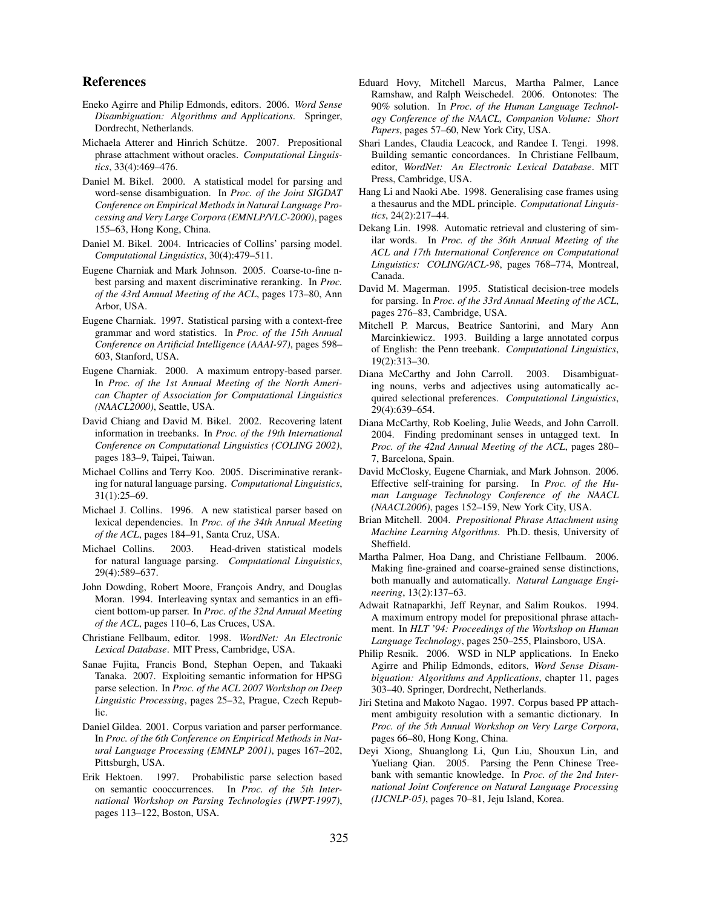## References

Eneko Agirre and Philip Edmonds, editors. 2006. *Word Sense Disambiguation: Algorithms and Applications*. Springer, Dordrecht, Netherlands.

Michaela Atterer and Hinrich Schütze. 2007. Prepositional phrase attachment without oracles. *Computational Linguistics*, 33(4):469–476.

Daniel M. Bikel. 2000. A statistical model for parsing and word-sense disambiguation. In *Proc. of the Joint SIGDAT Conference on Empirical Methods in Natural Language Processing and Very Large Corpora (EMNLP/VLC-2000)*, pages 155–63, Hong Kong, China.

Daniel M. Bikel. 2004. Intricacies of Collins' parsing model. *Computational Linguistics*, 30(4):479–511.

Eugene Charniak and Mark Johnson. 2005. Coarse-to-fine n-best parsing and maxent discriminative reranking. In *Proc. of the 43rd Annual Meeting of the ACL*, pages 173–80, Ann Arbor, USA.

Eugene Charniak. 1997. Statistical parsing with a context-free grammar and word statistics. In *Proc. of the 15th Annual Conference on Artificial Intelligence (AAAI-97)*, pages 598–603, Stanford, USA.

Eugene Charniak. 2000. A maximum entropy-based parser. In *Proc. of the 1st Annual Meeting of the North American Chapter of Association for Computational Linguistics (NAACL2000)*, Seattle, USA.

David Chiang and David M. Bikel. 2002. Recovering latent information in treebanks. In *Proc. of the 19th International Conference on Computational Linguistics (COLING 2002)*, pages 183–9, Taipei, Taiwan.

Michael Collins and Terry Koo. 2005. Discriminative reranking for natural language parsing. *Computational Linguistics*, 31(1):25–69.

Michael J. Collins. 1996. A new statistical parser based on lexical dependencies. In *Proc. of the 34th Annual Meeting of the ACL*, pages 184–91, Santa Cruz, USA.

Michael Collins. 2003. Head-driven statistical models for natural language parsing. *Computational Linguistics*, 29(4):589–637.

John Dowding, Robert Moore, François Andry, and Douglas Moran. 1994. Interleaving syntax and semantics in an efficient bottom-up parser. In *Proc. of the 32nd Annual Meeting of the ACL*, pages 110–6, Las Cruces, USA.

Christiane Fellbaum, editor. 1998. *WordNet: An Electronic Lexical Database*. MIT Press, Cambridge, USA.

Sanae Fujita, Francis Bond, Stephan Oepen, and Takaaki Tanaka. 2007. Exploiting semantic information for HPSG parse selection. In *Proc. of the ACL 2007 Workshop on Deep Linguistic Processing*, pages 25–32, Prague, Czech Republic.

Daniel Gildea. 2001. Corpus variation and parser performance. In *Proc. of the 6th Conference on Empirical Methods in Natural Language Processing (EMNLP 2001)*, pages 167–202, Pittsburgh, USA.

Erik Hektoen. 1997. Probabilistic parse selection based on semantic cooccurrences. In *Proc. of the 5th International Workshop on Parsing Technologies (IWPT-1997)*, pages 113–122, Boston, USA.

Eduard Hovy, Mitchell Marcus, Martha Palmer, Lance Ramshaw, and Ralph Weischedel. 2006. Ontonotes: The 90% solution. In *Proc. of the Human Language Technology Conference of the NAACL, Companion Volume: Short Papers*, pages 57–60, New York City, USA.

Shari Landes, Claudia Leacock, and Randee I. Tengi. 1998. Building semantic concordances. In Christiane Fellbaum, editor, *WordNet: An Electronic Lexical Database*. MIT Press, Cambridge, USA.

Hang Li and Naoki Abe. 1998. Generalising case frames using a thesaurus and the MDL principle. *Computational Linguistics*, 24(2):217–44.

Dekang Lin. 1998. Automatic retrieval and clustering of similar words. In *Proc. of the 36th Annual Meeting of the ACL and 17th International Conference on Computational Linguistics: COLING/ACL-98*, pages 768–774, Montreal, Canada.

David M. Magerman. 1995. Statistical decision-tree models for parsing. In *Proc. of the 33rd Annual Meeting of the ACL*, pages 276–83, Cambridge, USA.

Mitchell P. Marcus, Beatrice Santorini, and Mary Ann Marcinkiewicz. 1993. Building a large annotated corpus of English: the Penn treebank. *Computational Linguistics*, 19(2):313–30.

Diana McCarthy and John Carroll. 2003. Disambiguating nouns, verbs and adjectives using automatically acquired selectional preferences. *Computational Linguistics*, 29(4):639–654.

Diana McCarthy, Rob Koeling, Julie Weeds, and John Carroll. 2004. Finding predominant senses in untagged text. In *Proc. of the 42nd Annual Meeting of the ACL*, pages 280–7, Barcelona, Spain.

David McClosky, Eugene Charniak, and Mark Johnson. 2006. Effective self-training for parsing. In *Proc. of the Human Language Technology Conference of the NAACL (NAACL2006)*, pages 152–159, New York City, USA.

Brian Mitchell. 2004. *Prepositional Phrase Attachment using Machine Learning Algorithms*. Ph.D. thesis, University of Sheffield.

Martha Palmer, Hoa Dang, and Christiane Fellbaum. 2006. Making fine-grained and coarse-grained sense distinctions, both manually and automatically. *Natural Language Engineering*, 13(2):137–63.

Adwait Ratnaparkhi, Jeff Reynar, and Salim Roukos. 1994. A maximum entropy model for prepositional phrase attachment. In *HLT '94: Proceedings of the Workshop on Human Language Technology*, pages 250–255, Plainsboro, USA.

Philip Resnik. 2006. WSD in NLP applications. In Eneko Agirre and Philip Edmonds, editors, *Word Sense Disambiguation: Algorithms and Applications*, chapter 11, pages 303–40. Springer, Dordrecht, Netherlands.

Jiri Stetina and Makoto Nagao. 1997. Corpus based PP attachment ambiguity resolution with a semantic dictionary. In *Proc. of the 5th Annual Workshop on Very Large Corpora*, pages 66–80, Hong Kong, China.

Deyi Xiong, Shuanglong Li, Qun Liu, Shouxun Lin, and Yueliang Qian. 2005. Parsing the Penn Chinese Treebank with semantic knowledge. In *Proc. of the 2nd International Joint Conference on Natural Language Processing (IJCNLP-05)*, pages 70–81, Jeju Island, Korea.